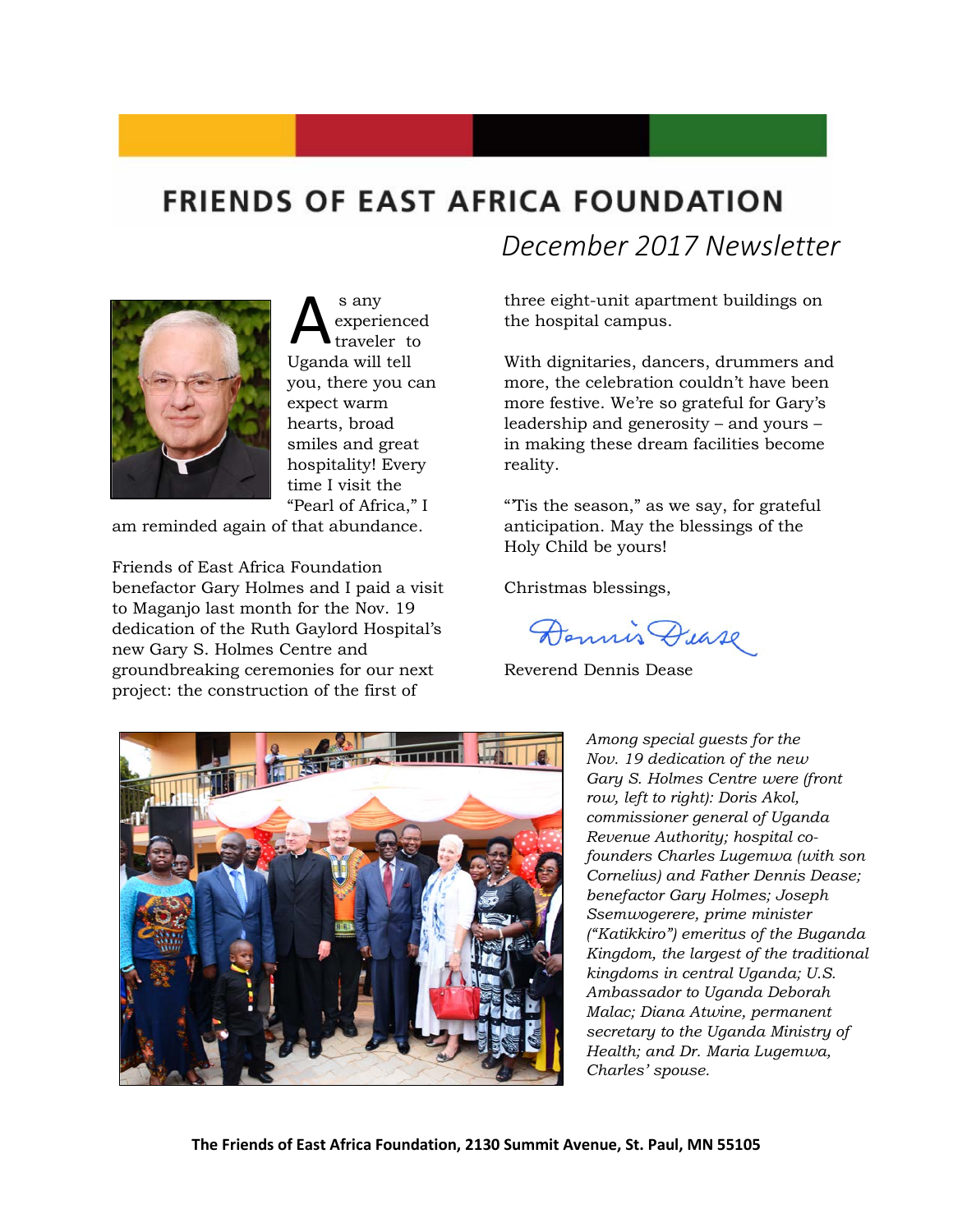# FRIENDS OF EAST AFRICA FOUNDATION

## *December 2017 Newsletter*

As any experienced traveler to Uganda will tell you, there you can expect warm hearts, broad smiles and great hospitality! Every time I visit the "Pearl of Africa," I am reminded again of that abundance.

Friends of East Africa Foundation benefactor Gary Holmes and I paid a visit to Maganjo last month for the Nov. 19 dedication of the Ruth Gaylord Hospital's new Gary S. Holmes Centre and groundbreaking ceremonies for our next project: the construction of the first of three eight-unit apartment buildings on the hospital campus.

With dignitaries, dancers, drummers and more, the celebration couldn't have been more festive. We're so grateful for Gary's leadership and generosity – and yours – in making these dream facilities become reality.

"'Tis the season," as we say, for grateful anticipation. May the blessings of the Holy Child be yours!

Christmas blessings,

Dennis Dease

Reverend Dennis Dease

*Among special guests for the Nov. 19 dedication of the new Gary S. Holmes Centre were (front row, left to right): Doris Akol, commissioner general of Uganda Revenue Authority; hospital co-founders Charles Lugemwa (with son Cornelius) and Father Dennis Dease; benefactor Gary Holmes; Joseph Ssemwogerere, prime minister ("Katikkiro") emeritus of the Buganda Kingdom, the largest of the traditional kingdoms in central Uganda; U.S. Ambassador to Uganda Deborah Malac; Diana Atwine, permanent secretary to the Uganda Ministry of Health; and Dr. Maria Lugemwa, Charles' spouse.*

**The Friends of East Africa Foundation, 2130 Summit Avenue, St. Paul, MN 55105**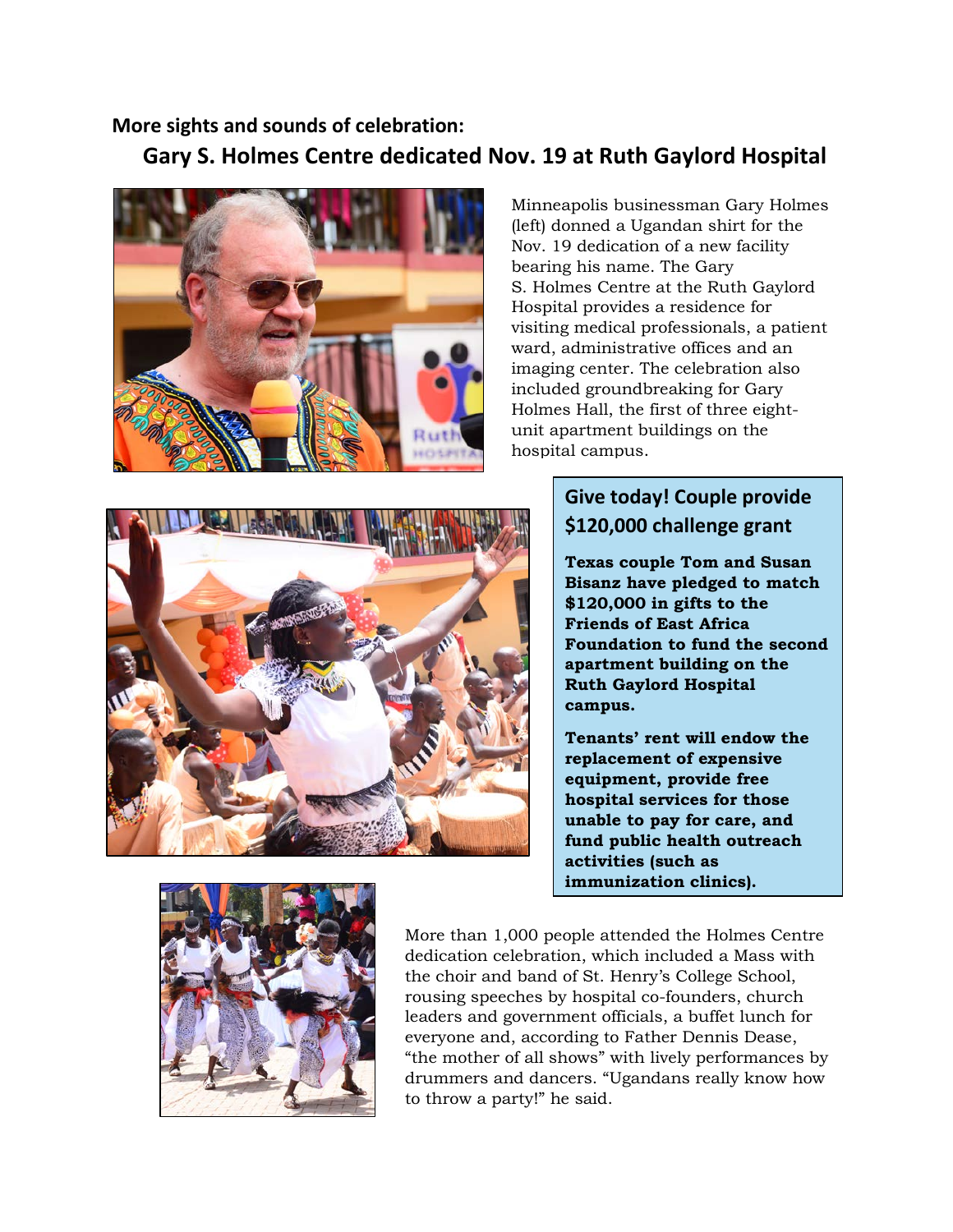**More sights and sounds of celebration:**

## Gary S. Holmes Centre dedicated Nov. 19 at Ruth Gaylord Hospital

Minneapolis businessman Gary Holmes (left) donned a Ugandan shirt for the Nov. 19 dedication of a new facility bearing his name. The Gary S. Holmes Centre at the Ruth Gaylord Hospital provides a residence for visiting medical professionals, a patient ward, administrative offices and an imaging center. The celebration also included groundbreaking for Gary Holmes Hall, the first of three eight-unit apartment buildings on the hospital campus.

### Give today! Couple provide $120,000 challenge grant

**Texas couple Tom and Susan Bisanz have pledged to match $120,000 in gifts to the Friends of East Africa Foundation to fund the second apartment building on the Ruth Gaylord Hospital campus.**

**Tenants' rent will endow the replacement of expensive equipment, provide free hospital services for those unable to pay for care, and fund public health outreach activities (such as immunization clinics).**

More than 1,000 people attended the Holmes Centre dedication celebration, which included a Mass with the choir and band of St. Henry's College School, rousing speeches by hospital co-founders, church leaders and government officials, a buffet lunch for everyone and, according to Father Dennis Dease, "the mother of all shows" with lively performances by drummers and dancers. "Ugandans really know how to throw a party!" he said.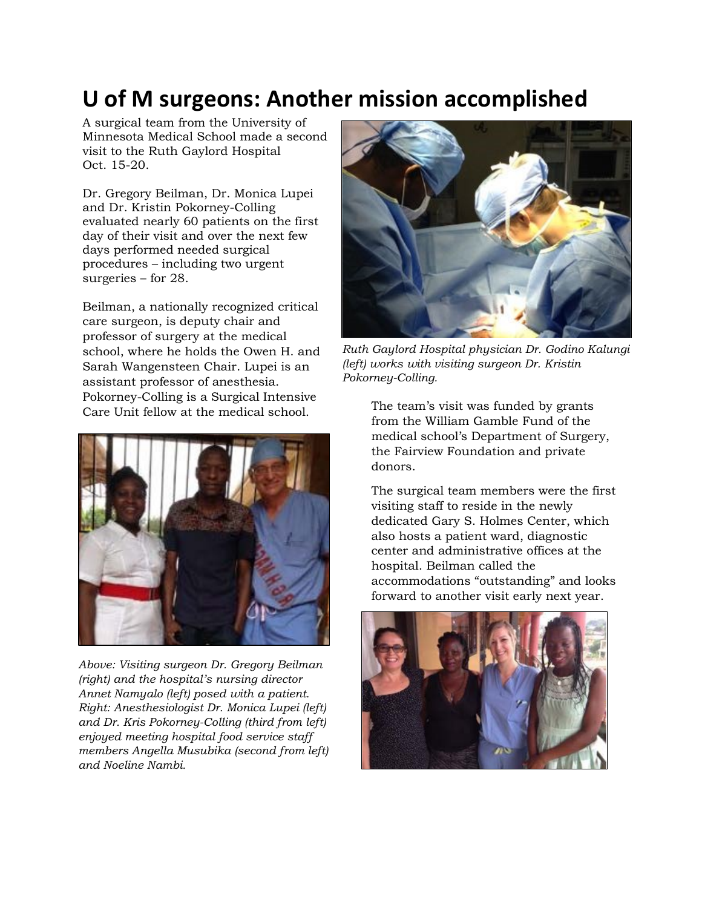# U of M surgeons: Another mission accomplished

A surgical team from the University of Minnesota Medical School made a second visit to the Ruth Gaylord Hospital Oct. 15-20.

Dr. Gregory Beilman, Dr. Monica Lupei and Dr. Kristin Pokorney-Colling evaluated nearly 60 patients on the first day of their visit and over the next few days performed needed surgical procedures – including two urgent surgeries – for 28.

Beilman, a nationally recognized critical care surgeon, is deputy chair and professor of surgery at the medical school, where he holds the Owen H. and Sarah Wangensteen Chair. Lupei is an assistant professor of anesthesia. Pokorney-Colling is a Surgical Intensive Care Unit fellow at the medical school.

*Ruth Gaylord Hospital physician Dr. Godino Kalungi (left) works with visiting surgeon Dr. Kristin Pokorney-Colling.*

The team's visit was funded by grants from the William Gamble Fund of the medical school's Department of Surgery, the Fairview Foundation and private donors.

The surgical team members were the first visiting staff to reside in the newly dedicated Gary S. Holmes Center, which also hosts a patient ward, diagnostic center and administrative offices at the hospital. Beilman called the accommodations "outstanding" and looks forward to another visit early next year.

*Above: Visiting surgeon Dr. Gregory Beilman (right) and the hospital's nursing director Annet Namyalo (left) posed with a patient. Right: Anesthesiologist Dr. Monica Lupei (left) and Dr. Kris Pokorney-Colling (third from left) enjoyed meeting hospital food service staff members Angella Musubika (second from left) and Noeline Nambi.*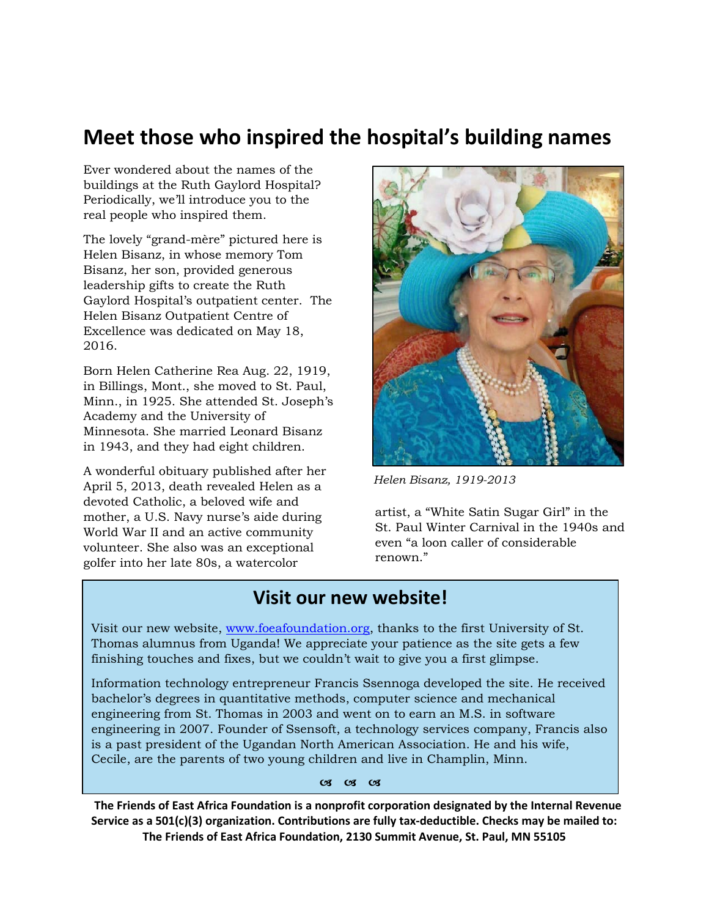# Meet those who inspired the hospital's building names

Ever wondered about the names of the buildings at the Ruth Gaylord Hospital? Periodically, we'll introduce you to the real people who inspired them.

The lovely "grand-mère" pictured here is Helen Bisanz, in whose memory Tom Bisanz, her son, provided generous leadership gifts to create the Ruth Gaylord Hospital's outpatient center. The Helen Bisanz Outpatient Centre of Excellence was dedicated on May 18, 2016.

Born Helen Catherine Rea Aug. 22, 1919, in Billings, Mont., she moved to St. Paul, Minn., in 1925. She attended St. Joseph's Academy and the University of Minnesota. She married Leonard Bisanz in 1943, and they had eight children.

A wonderful obituary published after her April 5, 2013, death revealed Helen as a devoted Catholic, a beloved wife and mother, a U.S. Navy nurse's aide during World War II and an active community volunteer. She also was an exceptional golfer into her late 80s, a watercolor artist, a "White Satin Sugar Girl" in the St. Paul Winter Carnival in the 1940s and even "a loon caller of considerable renown."

*Helen Bisanz, 1919-2013*

## Visit our new website!

Visit our new website, [www.foeafoundation.org](www.foeafoundation.org), thanks to the first University of St. Thomas alumnus from Uganda! We appreciate your patience as the site gets a few finishing touches and fixes, but we couldn't wait to give you a first glimpse.

Information technology entrepreneur Francis Ssennoga developed the site. He received bachelor's degrees in quantitative methods, computer science and mechanical engineering from St. Thomas in 2003 and went on to earn an M.S. in software engineering in 2007. Founder of Ssensoft, a technology services company, Francis also is a past president of the Ugandan North American Association. He and his wife, Cecile, are the parents of two young children and live in Champlin, Minn.

**The Friends of East Africa Foundation is a nonprofit corporation designated by the Internal Revenue Service as a 501(c)(3) organization. Contributions are fully tax-deductible. Checks may be mailed to: The Friends of East Africa Foundation, 2130 Summit Avenue, St. Paul, MN 55105**